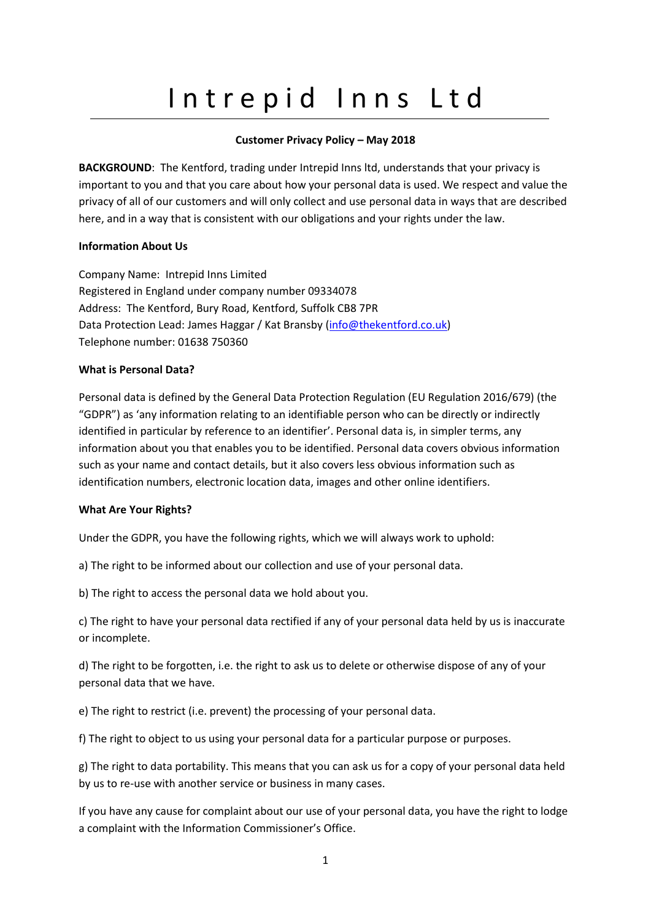# Intrepid Inns Ltd

**Customer Privacy Policy – May 2018**

**BACKGROUND**: The Kentford, trading under Intrepid Inns ltd, understands that your privacy is important to you and that you care about how your personal data is used. We respect and value the privacy of all of our customers and will only collect and use personal data in ways that are described here, and in a way that is consistent with our obligations and your rights under the law.

**Information About Us**

Company Name: Intrepid Inns Limited
Registered in England under company number 09334078
Address: The Kentford, Bury Road, Kentford, Suffolk CB8 7PR
Data Protection Lead: James Haggar / Kat Bransby (info@thekentford.co.uk)
Telephone number: 01638 750360

**What is Personal Data?**

Personal data is defined by the General Data Protection Regulation (EU Regulation 2016/679) (the "GDPR") as 'any information relating to an identifiable person who can be directly or indirectly identified in particular by reference to an identifier'. Personal data is, in simpler terms, any information about you that enables you to be identified. Personal data covers obvious information such as your name and contact details, but it also covers less obvious information such as identification numbers, electronic location data, images and other online identifiers.

**What Are Your Rights?**

Under the GDPR, you have the following rights, which we will always work to uphold:

a) The right to be informed about our collection and use of your personal data.

b) The right to access the personal data we hold about you.

c) The right to have your personal data rectified if any of your personal data held by us is inaccurate or incomplete.

d) The right to be forgotten, i.e. the right to ask us to delete or otherwise dispose of any of your personal data that we have.

e) The right to restrict (i.e. prevent) the processing of your personal data.

f) The right to object to us using your personal data for a particular purpose or purposes.

g) The right to data portability. This means that you can ask us for a copy of your personal data held by us to re-use with another service or business in many cases.

If you have any cause for complaint about our use of your personal data, you have the right to lodge a complaint with the Information Commissioner's Office.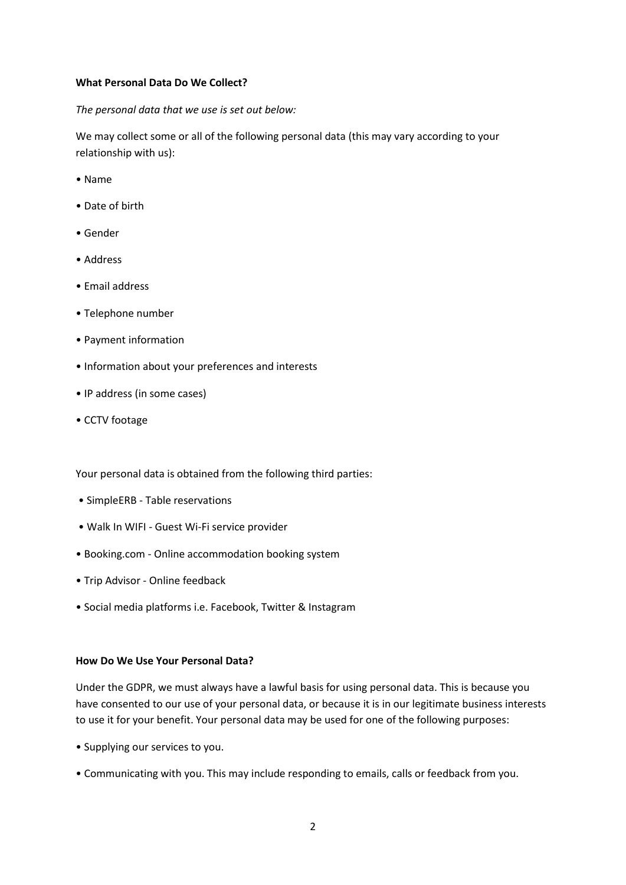**What Personal Data Do We Collect?**

*The personal data that we use is set out below:*

We may collect some or all of the following personal data (this may vary according to your relationship with us):

- Name
- Date of birth
- Gender
- Address
- Email address
- Telephone number
- Payment information
- Information about your preferences and interests
- IP address (in some cases)
- CCTV footage

Your personal data is obtained from the following third parties:

- SimpleERB - Table reservations
- Walk In WIFI - Guest Wi-Fi service provider
- Booking.com - Online accommodation booking system
- Trip Advisor - Online feedback
- Social media platforms i.e. Facebook, Twitter & Instagram

**How Do We Use Your Personal Data?**

Under the GDPR, we must always have a lawful basis for using personal data. This is because you have consented to our use of your personal data, or because it is in our legitimate business interests to use it for your benefit. Your personal data may be used for one of the following purposes:

- Supplying our services to you.
- Communicating with you. This may include responding to emails, calls or feedback from you.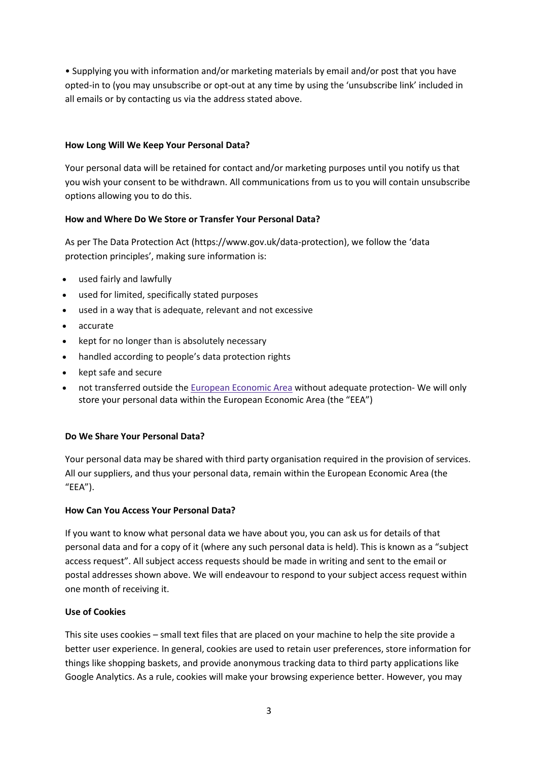• Supplying you with information and/or marketing materials by email and/or post that you have opted-in to (you may unsubscribe or opt-out at any time by using the 'unsubscribe link' included in all emails or by contacting us via the address stated above.

**How Long Will We Keep Your Personal Data?**

Your personal data will be retained for contact and/or marketing purposes until you notify us that you wish your consent to be withdrawn. All communications from us to you will contain unsubscribe options allowing you to do this.

**How and Where Do We Store or Transfer Your Personal Data?**

As per The Data Protection Act (https://www.gov.uk/data-protection), we follow the 'data protection principles', making sure information is:

- used fairly and lawfully
- used for limited, specifically stated purposes
- used in a way that is adequate, relevant and not excessive
- accurate
- kept for no longer than is absolutely necessary
- handled according to people's data protection rights
- kept safe and secure
- not transferred outside the European Economic Area without adequate protection- We will only store your personal data within the European Economic Area (the "EEA")

**Do We Share Your Personal Data?**

Your personal data may be shared with third party organisation required in the provision of services. All our suppliers, and thus your personal data, remain within the European Economic Area (the "EEA").

**How Can You Access Your Personal Data?**

If you want to know what personal data we have about you, you can ask us for details of that personal data and for a copy of it (where any such personal data is held). This is known as a "subject access request". All subject access requests should be made in writing and sent to the email or postal addresses shown above. We will endeavour to respond to your subject access request within one month of receiving it.

**Use of Cookies**

This site uses cookies – small text files that are placed on your machine to help the site provide a better user experience. In general, cookies are used to retain user preferences, store information for things like shopping baskets, and provide anonymous tracking data to third party applications like Google Analytics. As a rule, cookies will make your browsing experience better. However, you may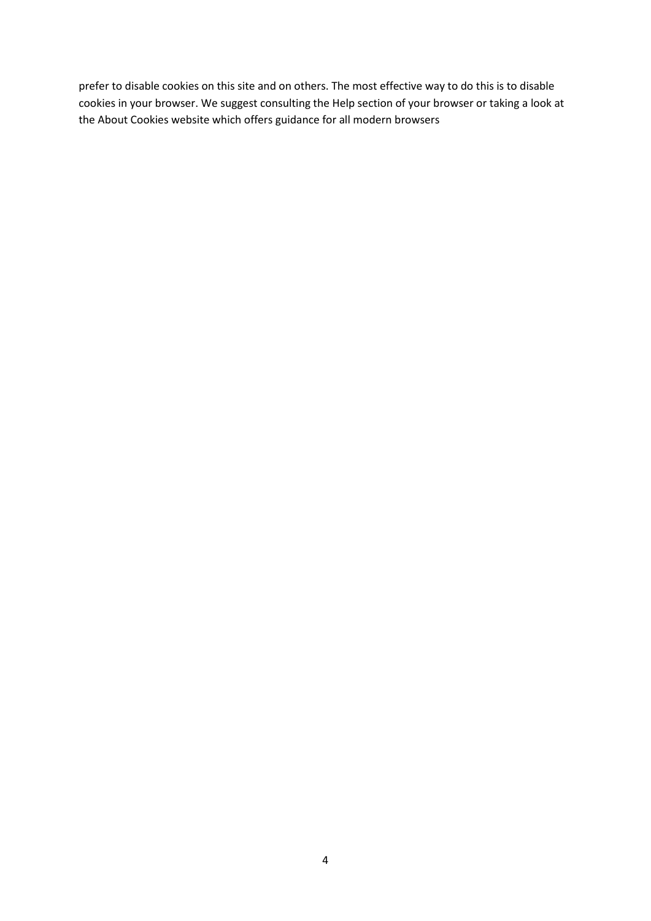prefer to disable cookies on this site and on others. The most effective way to do this is to disable cookies in your browser. We suggest consulting the Help section of your browser or taking a look at the About Cookies website which offers guidance for all modern browsers